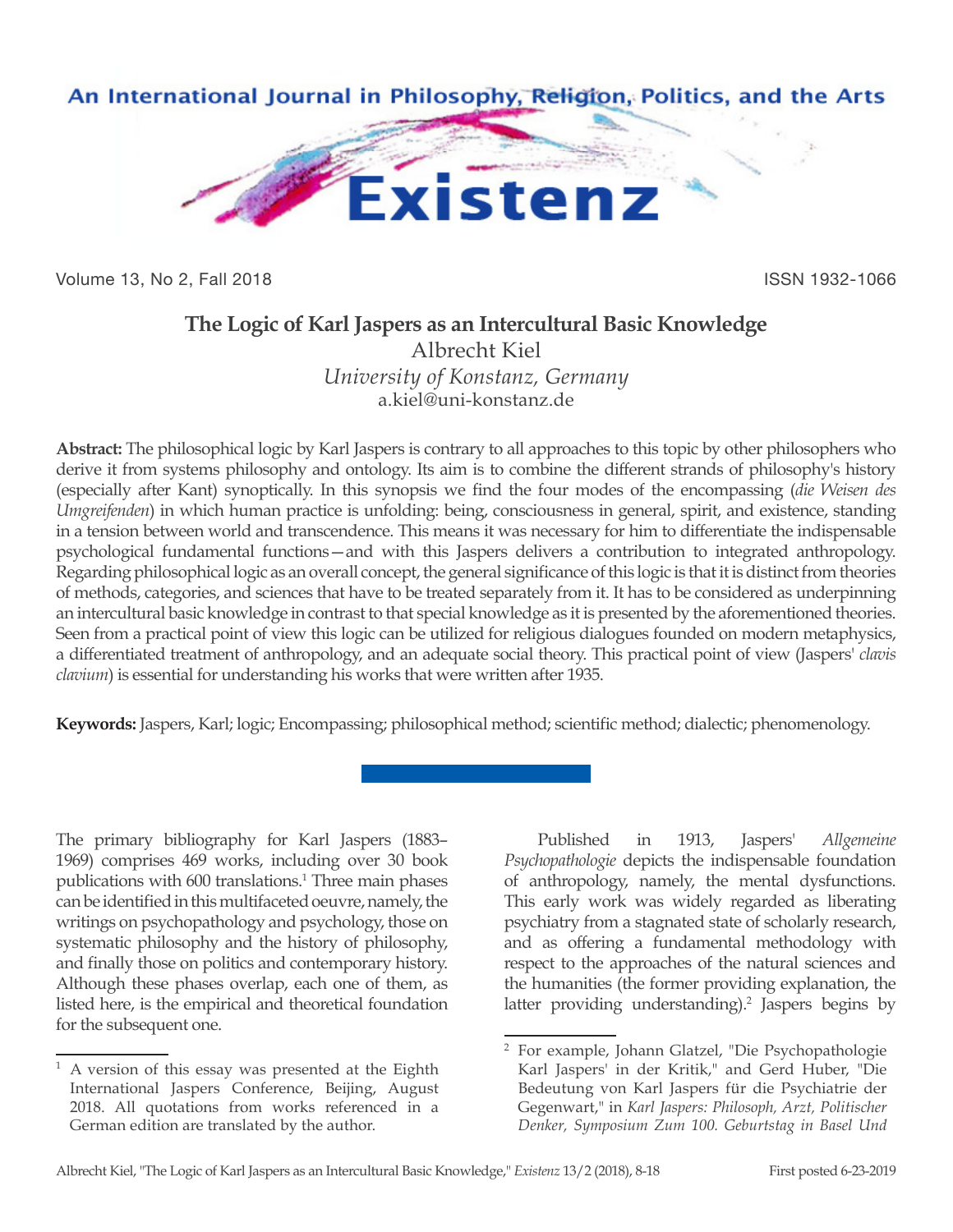# The Logic of Karl Jaspers as an Intercultural Basic Knowledge

Albrecht Kiel

*University of Konstanz, Germany*

a.kiel@uni-konstanz.de

**Abstract:** The philosophical logic by Karl Jaspers is contrary to all approaches to this topic by other philosophers who derive it from systems philosophy and ontology. Its aim is to combine the different strands of philosophy's history (especially after Kant) synoptically. In this synopsis we find the four modes of the encompassing (*die Weisen des Umgreifenden*) in which human practice is unfolding: being, consciousness in general, spirit, and existence, standing in a tension between world and transcendence. This means it was necessary for him to differentiate the indispensable psychological fundamental functions—and with this Jaspers delivers a contribution to integrated anthropology. Regarding philosophical logic as an overall concept, the general significance of this logic is that it is distinct from theories of methods, categories, and sciences that have to be treated separately from it. It has to be considered as underpinning an intercultural basic knowledge in contrast to that special knowledge as it is presented by the aforementioned theories. Seen from a practical point of view this logic can be utilized for religious dialogues founded on modern metaphysics, a differentiated treatment of anthropology, and an adequate social theory. This practical point of view (Jaspers' *clavis clavium*) is essential for understanding his works that were written after 1935.

**Keywords:** Jaspers, Karl; logic; Encompassing; philosophical method; scientific method; dialectic; phenomenology.

---

The primary bibliography for Karl Jaspers (1883–1969) comprises 469 works, including over 30 book publications with 600 translations.[1] Three main phases can be identified in this multifaceted oeuvre, namely, the writings on psychopathology and psychology, those on systematic philosophy and the history of philosophy, and finally those on politics and contemporary history. Although these phases overlap, each one of them, as listed here, is the empirical and theoretical foundation for the subsequent one.

Published in 1913, Jaspers' *Allgemeine Psychopathologie* depicts the indispensable foundation of anthropology, namely, the mental dysfunctions. This early work was widely regarded as liberating psychiatry from a stagnated state of scholarly research, and as offering a fundamental methodology with respect to the approaches of the natural sciences and the humanities (the former providing explanation, the latter providing understanding).[2] Jaspers begins by

[1] A version of this essay was presented at the Eighth International Jaspers Conference, Beijing, August 2018. All quotations from works referenced in a German edition are translated by the author.

[2] For example, Johann Glatzel, "Die Psychopathologie Karl Jaspers' in der Kritik," and Gerd Huber, "Die Bedeutung von Karl Jaspers für die Psychiatrie der Gegenwart," in *Karl Jaspers: Philosoph, Arzt, Politischer Denker, Symposium Zum 100. Geburtstag in Basel Und*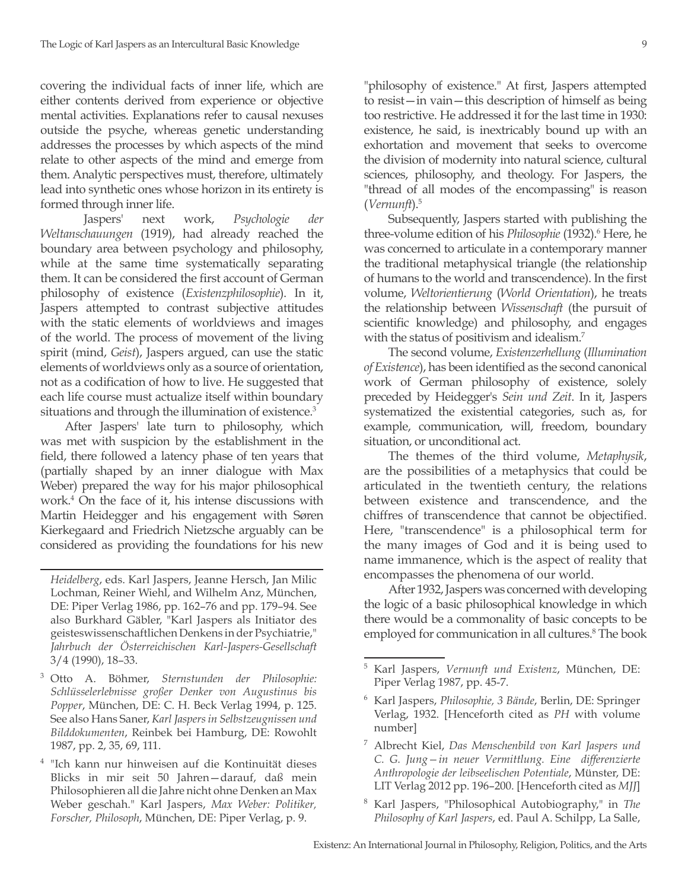covering the individual facts of inner life, which are either contents derived from experience or objective mental activities. Explanations refer to causal nexuses outside the psyche, whereas genetic understanding addresses the processes by which aspects of the mind relate to other aspects of the mind and emerge from them. Analytic perspectives must, therefore, ultimately lead into synthetic ones whose horizon in its entirety is formed through inner life.

Jaspers' next work, *Psychologie der Weltanschauungen* (1919), had already reached the boundary area between psychology and philosophy, while at the same time systematically separating them. It can be considered the first account of German philosophy of existence (*Existenzphilosophie*). In it, Jaspers attempted to contrast subjective attitudes with the static elements of worldviews and images of the world. The process of movement of the living spirit (mind, *Geist*), Jaspers argued, can use the static elements of worldviews only as a source of orientation, not as a codification of how to live. He suggested that each life course must actualize itself within boundary situations and through the illumination of existence.[3]

After Jaspers' late turn to philosophy, which was met with suspicion by the establishment in the field, there followed a latency phase of ten years that (partially shaped by an inner dialogue with Max Weber) prepared the way for his major philosophical work.[4] On the face of it, his intense discussions with Martin Heidegger and his engagement with Søren Kierkegaard and Friedrich Nietzsche arguably can be considered as providing the foundations for his new "philosophy of existence." At first, Jaspers attempted to resist—in vain—this description of himself as being too restrictive. He addressed it for the last time in 1930: existence, he said, is inextricably bound up with an exhortation and movement that seeks to overcome the division of modernity into natural science, cultural sciences, philosophy, and theology. For Jaspers, the "thread of all modes of the encompassing" is reason (*Vernunft*).[5]

Subsequently, Jaspers started with publishing the three-volume edition of his *Philosophie* (1932).[6] Here, he was concerned to articulate in a contemporary manner the traditional metaphysical triangle (the relationship of humans to the world and transcendence). In the first volume, *Weltorientierung* (*World Orientation*), he treats the relationship between *Wissenschaft* (the pursuit of scientific knowledge) and philosophy, and engages with the status of positivism and idealism.[7]

The second volume, *Existenzerhellung* (*Illumination of Existence*), has been identified as the second canonical work of German philosophy of existence, solely preceded by Heidegger's *Sein und Zeit*. In it, Jaspers systematized the existential categories, such as, for example, communication, will, freedom, boundary situation, or unconditional act.

The themes of the third volume, *Metaphysik*, are the possibilities of a metaphysics that could be articulated in the twentieth century, the relations between existence and transcendence, and the chiffres of transcendence that cannot be objectified. Here, "transcendence" is a philosophical term for the many images of God and it is being used to name immanence, which is the aspect of reality that encompasses the phenomena of our world.

After 1932, Jaspers was concerned with developing the logic of a basic philosophical knowledge in which there would be a commonality of basic concepts to be employed for communication in all cultures.[8] The book

---

*Heidelberg*, eds. Karl Jaspers, Jeanne Hersch, Jan Milic Lochman, Reiner Wiehl, and Wilhelm Anz, München, DE: Piper Verlag 1986, pp. 162–76 and pp. 179–94. See also Burkhard Gäbler, "Karl Jaspers als Initiator des geisteswissenschaftlichen Denkens in der Psychiatrie," *Jahrbuch der Österreichischen Karl-Jaspers-Gesellschaft* 3/4 (1990), 18–33.

[3] Otto A. Böhmer, *Sternstunden der Philosophie: Schlüsselerlebnisse großer Denker von Augustinus bis Popper*, München, DE: C. H. Beck Verlag 1994, p. 125. See also Hans Saner, *Karl Jaspers in Selbstzeugnissen und Bilddokumenten*, Reinbek bei Hamburg, DE: Rowohlt 1987, pp. 2, 35, 69, 111.

[4] "Ich kann nur hinweisen auf die Kontinuität dieses Blicks in mir seit 50 Jahren—darauf, daß mein Philosophieren all die Jahre nicht ohne Denken an Max Weber geschah." Karl Jaspers, *Max Weber: Politiker, Forscher, Philosoph*, München, DE: Piper Verlag, p. 9.

[5] Karl Jaspers, *Vernunft und Existenz*, München, DE: Piper Verlag 1987, pp. 45-7.

[6] Karl Jaspers, *Philosophie, 3 Bände*, Berlin, DE: Springer Verlag, 1932. [Henceforth cited as *PH* with volume number]

[7] Albrecht Kiel, *Das Menschenbild von Karl Jaspers und C. G. Jung—in neuer Vermittlung. Eine differenzierte Anthropologie der leibseelischen Potentiale*, Münster, DE: LIT Verlag 2012 pp. 196–200. [Henceforth cited as *MJJ*]

[8] Karl Jaspers, "Philosophical Autobiography," in *The Philosophy of Karl Jaspers*, ed. Paul A. Schilpp, La Salle,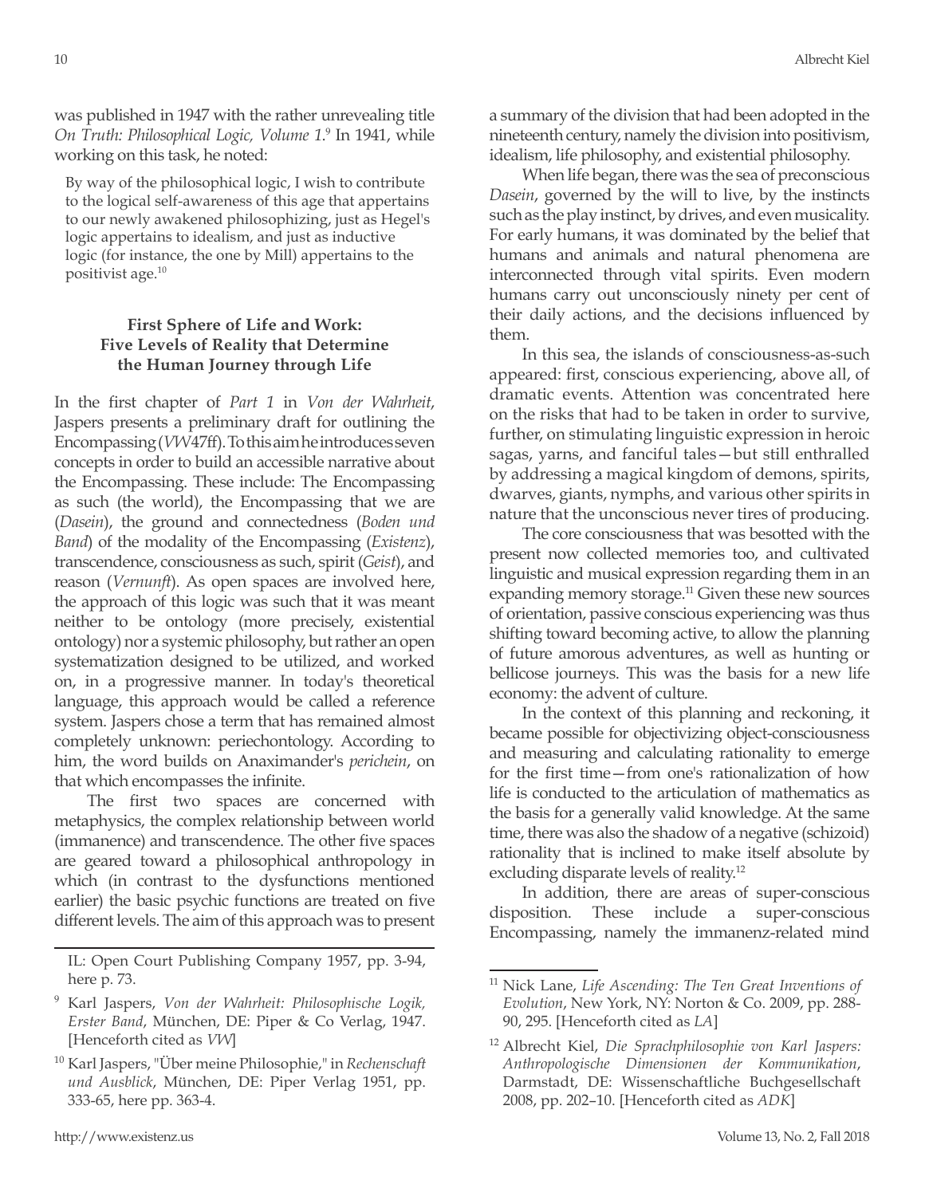was published in 1947 with the rather unrevealing title *On Truth: Philosophical Logic, Volume 1*.[9] In 1941, while working on this task, he noted:

> By way of the philosophical logic, I wish to contribute to the logical self-awareness of this age that appertains to our newly awakened philosophizing, just as Hegel's logic appertains to idealism, and just as inductive logic (for instance, the one by Mill) appertains to the positivist age.[10]

### First Sphere of Life and Work: Five Levels of Reality that Determine the Human Journey through Life

In the first chapter of *Part 1* in *Von der Wahrheit*, Jaspers presents a preliminary draft for outlining the Encompassing (*VW* 47ff). To this aim he introduces seven concepts in order to build an accessible narrative about the Encompassing. These include: The Encompassing as such (the world), the Encompassing that we are (*Dasein*), the ground and connectedness (*Boden und Band*) of the modality of the Encompassing (*Existenz*), transcendence, consciousness as such, spirit (*Geist*), and reason (*Vernunft*). As open spaces are involved here, the approach of this logic was such that it was meant neither to be ontology (more precisely, existential ontology) nor a systemic philosophy, but rather an open systematization designed to be utilized, and worked on, in a progressive manner. In today's theoretical language, this approach would be called a reference system. Jaspers chose a term that has remained almost completely unknown: periechontology. According to him, the word builds on Anaximander's *perichein*, on that which encompasses the infinite.

The first two spaces are concerned with metaphysics, the complex relationship between world (immanence) and transcendence. The other five spaces are geared toward a philosophical anthropology in which (in contrast to the dysfunctions mentioned earlier) the basic psychic functions are treated on five different levels. The aim of this approach was to present a summary of the division that had been adopted in the nineteenth century, namely the division into positivism, idealism, life philosophy, and existential philosophy.

When life began, there was the sea of preconscious *Dasein*, governed by the will to live, by the instincts such as the play instinct, by drives, and even musicality. For early humans, it was dominated by the belief that humans and animals and natural phenomena are interconnected through vital spirits. Even modern humans carry out unconsciously ninety per cent of their daily actions, and the decisions influenced by them.

In this sea, the islands of consciousness-as-such appeared: first, conscious experiencing, above all, of dramatic events. Attention was concentrated here on the risks that had to be taken in order to survive, further, on stimulating linguistic expression in heroic sagas, yarns, and fanciful tales—but still enthralled by addressing a magical kingdom of demons, spirits, dwarves, giants, nymphs, and various other spirits in nature that the unconscious never tires of producing.

The core consciousness that was besotted with the present now collected memories too, and cultivated linguistic and musical expression regarding them in an expanding memory storage.[11] Given these new sources of orientation, passive conscious experiencing was thus shifting toward becoming active, to allow the planning of future amorous adventures, as well as hunting or bellicose journeys. This was the basis for a new life economy: the advent of culture.

In the context of this planning and reckoning, it became possible for objectivizing object-consciousness and measuring and calculating rationality to emerge for the first time—from one's rationalization of how life is conducted to the articulation of mathematics as the basis for a generally valid knowledge. At the same time, there was also the shadow of a negative (schizoid) rationality that is inclined to make itself absolute by excluding disparate levels of reality.[12]

In addition, there are areas of super-conscious disposition. These include a super-conscious Encompassing, namely the immanenz-related mind

---

IL: Open Court Publishing Company 1957, pp. 3-94, here p. 73.

[9] Karl Jaspers, *Von der Wahrheit: Philosophische Logik, Erster Band*, München, DE: Piper & Co Verlag, 1947. [Henceforth cited as *VW*]

[10] Karl Jaspers, "Über meine Philosophie," in *Rechenschaft und Ausblick*, München, DE: Piper Verlag 1951, pp. 333-65, here pp. 363-4.

[11] Nick Lane, *Life Ascending: The Ten Great Inventions of Evolution*, New York, NY: Norton & Co. 2009, pp. 288-90, 295. [Henceforth cited as *LA*]

[12] Albrecht Kiel, *Die Sprachphilosophie von Karl Jaspers: Anthropologische Dimensionen der Kommunikation*, Darmstadt, DE: Wissenschaftliche Buchgesellschaft 2008, pp. 202–10. [Henceforth cited as *ADK*]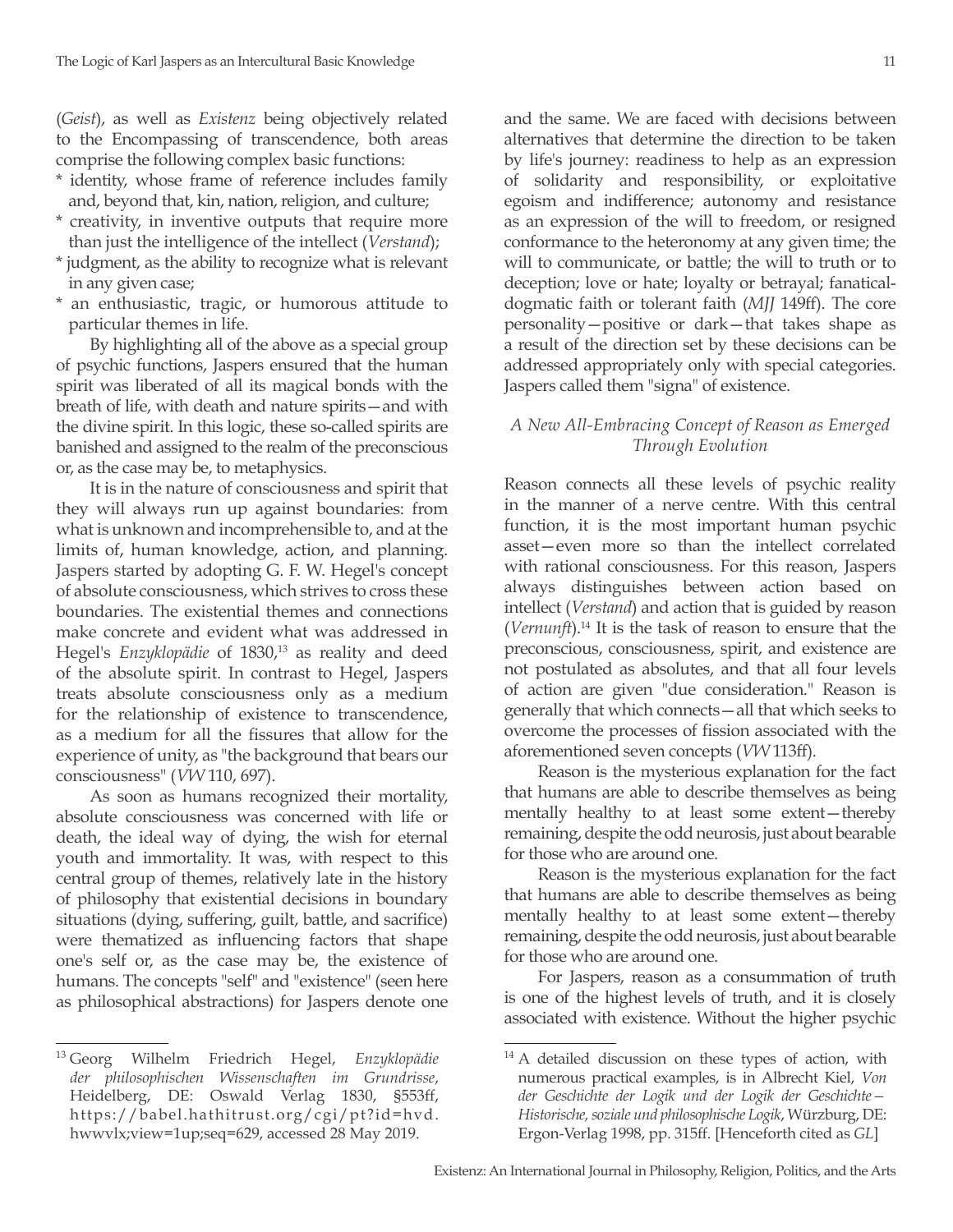(*Geist*), as well as *Existenz* being objectively related to the Encompassing of transcendence, both areas comprise the following complex basic functions:

* identity, whose frame of reference includes family and, beyond that, kin, nation, religion, and culture;
* creativity, in inventive outputs that require more than just the intelligence of the intellect (*Verstand*);
* judgment, as the ability to recognize what is relevant in any given case;
* an enthusiastic, tragic, or humorous attitude to particular themes in life.

By highlighting all of the above as a special group of psychic functions, Jaspers ensured that the human spirit was liberated of all its magical bonds with the breath of life, with death and nature spirits—and with the divine spirit. In this logic, these so-called spirits are banished and assigned to the realm of the preconscious or, as the case may be, to metaphysics.

It is in the nature of consciousness and spirit that they will always run up against boundaries: from what is unknown and incomprehensible to, and at the limits of, human knowledge, action, and planning. Jaspers started by adopting G. F. W. Hegel's concept of absolute consciousness, which strives to cross these boundaries. The existential themes and connections make concrete and evident what was addressed in Hegel's *Enzyklopädie* of 1830,[13] as reality and deed of the absolute spirit. In contrast to Hegel, Jaspers treats absolute consciousness only as a medium for the relationship of existence to transcendence, as a medium for all the fissures that allow for the experience of unity, as "the background that bears our consciousness" (*VW* 110, 697).

As soon as humans recognized their mortality, absolute consciousness was concerned with life or death, the ideal way of dying, the wish for eternal youth and immortality. It was, with respect to this central group of themes, relatively late in the history of philosophy that existential decisions in boundary situations (dying, suffering, guilt, battle, and sacrifice) were thematized as influencing factors that shape one's self or, as the case may be, the existence of humans. The concepts "self" and "existence" (seen here as philosophical abstractions) for Jaspers denote one and the same. We are faced with decisions between alternatives that determine the direction to be taken by life's journey: readiness to help as an expression of solidarity and responsibility, or exploitative egoism and indifference; autonomy and resistance as an expression of the will to freedom, or resigned conformance to the heteronomy at any given time; the will to communicate, or battle; the will to truth or to deception; love or hate; loyalty or betrayal; fanatical-dogmatic faith or tolerant faith (*MJJ* 149ff). The core personality—positive or dark—that takes shape as a result of the direction set by these decisions can be addressed appropriately only with special categories. Jaspers called them "signa" of existence.

### *A New All-Embracing Concept of Reason as Emerged Through Evolution*

Reason connects all these levels of psychic reality in the manner of a nerve centre. With this central function, it is the most important human psychic asset—even more so than the intellect correlated with rational consciousness. For this reason, Jaspers always distinguishes between action based on intellect (*Verstand*) and action that is guided by reason (*Vernunft*).[14] It is the task of reason to ensure that the preconscious, consciousness, spirit, and existence are not postulated as absolutes, and that all four levels of action are given "due consideration." Reason is generally that which connects—all that which seeks to overcome the processes of fission associated with the aforementioned seven concepts (*VW* 113ff).

Reason is the mysterious explanation for the fact that humans are able to describe themselves as being mentally healthy to at least some extent—thereby remaining, despite the odd neurosis, just about bearable for those who are around one.

Reason is the mysterious explanation for the fact that humans are able to describe themselves as being mentally healthy to at least some extent—thereby remaining, despite the odd neurosis, just about bearable for those who are around one.

For Jaspers, reason as a consummation of truth is one of the highest levels of truth, and it is closely associated with existence. Without the higher psychic

---

[13] Georg Wilhelm Friedrich Hegel, *Enzyklopädie der philosophischen Wissenschaften im Grundrisse*, Heidelberg, DE: Oswald Verlag 1830, §553ff, https://babel.hathitrust.org/cgi/pt?id=hvd.hwwvlx;view=1up;seq=629, accessed 28 May 2019.

[14] A detailed discussion on these types of action, with numerous practical examples, is in Albrecht Kiel, *Von der Geschichte der Logik und der Logik der Geschichte—Historische, soziale und philosophische Logik*, Würzburg, DE: Ergon-Verlag 1998, pp. 315ff. [Henceforth cited as *GL*]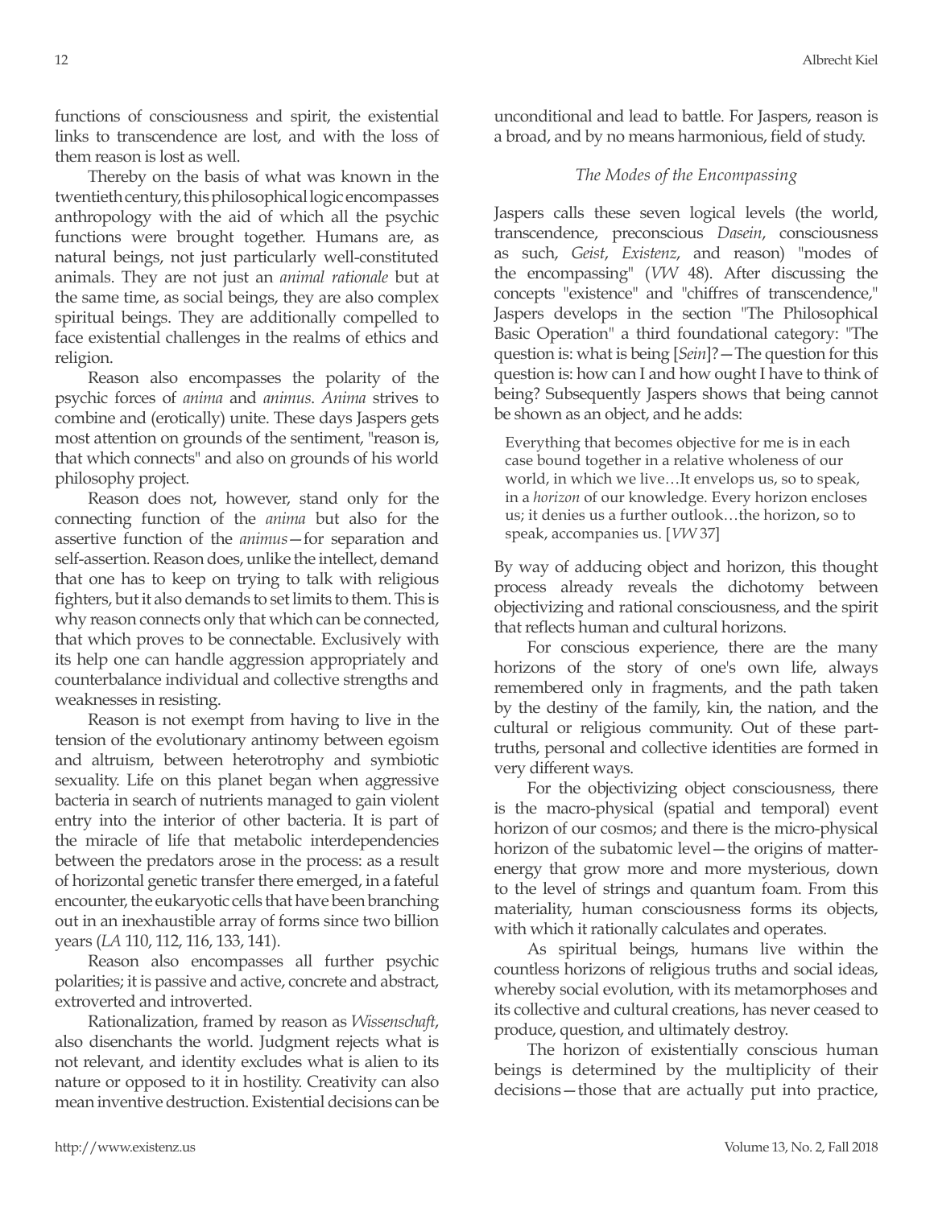functions of consciousness and spirit, the existential links to transcendence are lost, and with the loss of them reason is lost as well.

Thereby on the basis of what was known in the twentieth century, this philosophical logic encompasses anthropology with the aid of which all the psychic functions were brought together. Humans are, as natural beings, not just particularly well-constituted animals. They are not just an *animal rationale* but at the same time, as social beings, they are also complex spiritual beings. They are additionally compelled to face existential challenges in the realms of ethics and religion.

Reason also encompasses the polarity of the psychic forces of *anima* and *animus*. *Anima* strives to combine and (erotically) unite. These days Jaspers gets most attention on grounds of the sentiment, "reason is, that which connects" and also on grounds of his world philosophy project.

Reason does not, however, stand only for the connecting function of the *anima* but also for the assertive function of the *animus*—for separation and self-assertion. Reason does, unlike the intellect, demand that one has to keep on trying to talk with religious fighters, but it also demands to set limits to them. This is why reason connects only that which can be connected, that which proves to be connectable. Exclusively with its help one can handle aggression appropriately and counterbalance individual and collective strengths and weaknesses in resisting.

Reason is not exempt from having to live in the tension of the evolutionary antinomy between egoism and altruism, between heterotrophy and symbiotic sexuality. Life on this planet began when aggressive bacteria in search of nutrients managed to gain violent entry into the interior of other bacteria. It is part of the miracle of life that metabolic interdependencies between the predators arose in the process: as a result of horizontal genetic transfer there emerged, in a fateful encounter, the eukaryotic cells that have been branching out in an inexhaustible array of forms since two billion years (*LA* 110, 112, 116, 133, 141).

Reason also encompasses all further psychic polarities; it is passive and active, concrete and abstract, extroverted and introverted.

Rationalization, framed by reason as *Wissenschaft*, also disenchants the world. Judgment rejects what is not relevant, and identity excludes what is alien to its nature or opposed to it in hostility. Creativity can also mean inventive destruction. Existential decisions can be unconditional and lead to battle. For Jaspers, reason is a broad, and by no means harmonious, field of study.

### *The Modes of the Encompassing*

Jaspers calls these seven logical levels (the world, transcendence, preconscious *Dasein*, consciousness as such, *Geist*, *Existenz*, and reason) "modes of the encompassing" (*VW* 48). After discussing the concepts "existence" and "chiffres of transcendence," Jaspers develops in the section "The Philosophical Basic Operation" a third foundational category: "The question is: what is being [*Sein*]?—The question for this question is: how can I and how ought I have to think of being? Subsequently Jaspers shows that being cannot be shown as an object, and he adds:

> Everything that becomes objective for me is in each case bound together in a relative wholeness of our world, in which we live…It envelops us, so to speak, in a *horizon* of our knowledge. Every horizon encloses us; it denies us a further outlook…the horizon, so to speak, accompanies us. [*VW* 37]

By way of adducing object and horizon, this thought process already reveals the dichotomy between objectivizing and rational consciousness, and the spirit that reflects human and cultural horizons.

For conscious experience, there are the many horizons of the story of one's own life, always remembered only in fragments, and the path taken by the destiny of the family, kin, the nation, and the cultural or religious community. Out of these part-truths, personal and collective identities are formed in very different ways.

For the objectivizing object consciousness, there is the macro-physical (spatial and temporal) event horizon of our cosmos; and there is the micro-physical horizon of the subatomic level—the origins of matter-energy that grow more and more mysterious, down to the level of strings and quantum foam. From this materiality, human consciousness forms its objects, with which it rationally calculates and operates.

As spiritual beings, humans live within the countless horizons of religious truths and social ideas, whereby social evolution, with its metamorphoses and its collective and cultural creations, has never ceased to produce, question, and ultimately destroy.

The horizon of existentially conscious human beings is determined by the multiplicity of their decisions—those that are actually put into practice,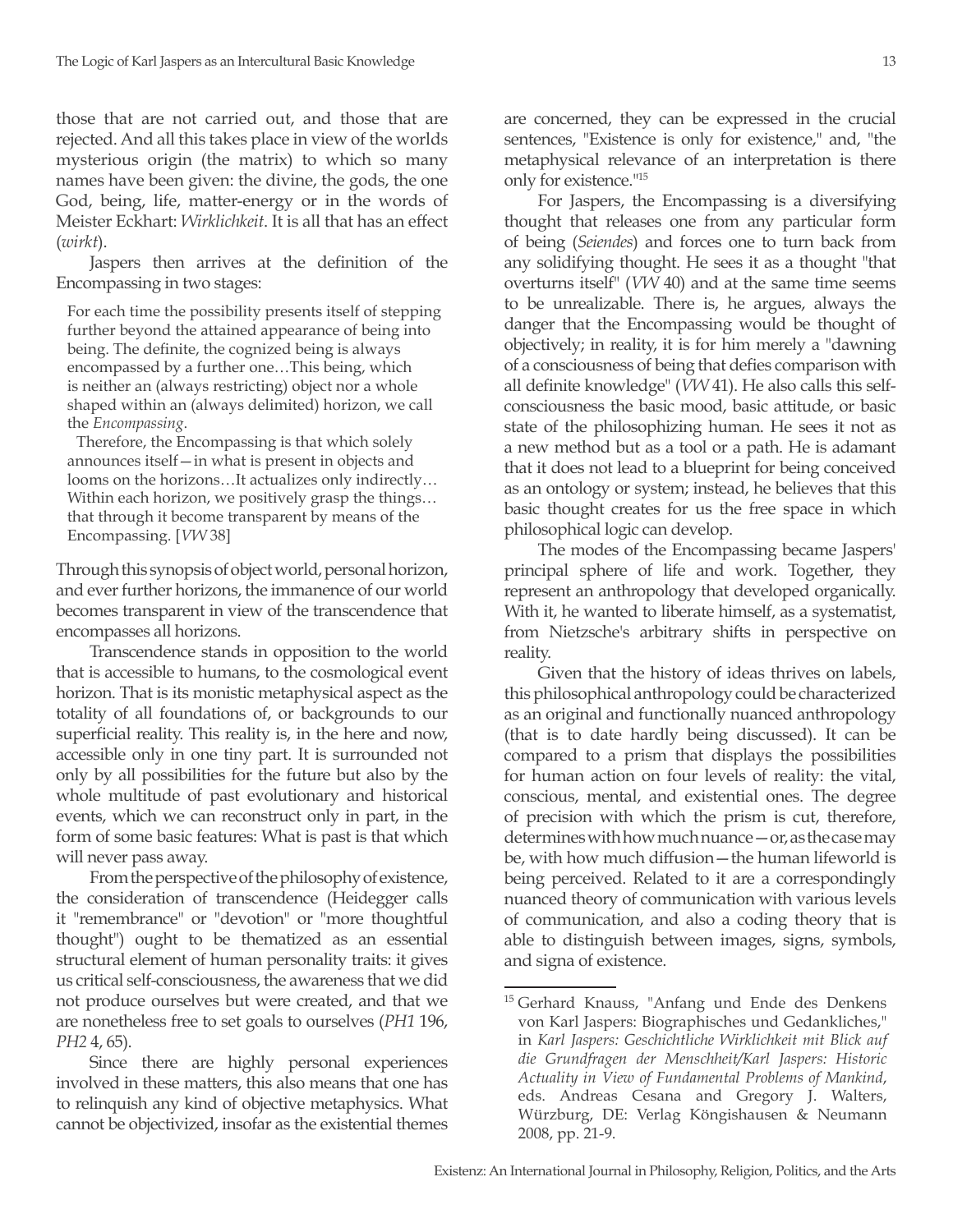those that are not carried out, and those that are rejected. And all this takes place in view of the worlds mysterious origin (the matrix) to which so many names have been given: the divine, the gods, the one God, being, life, matter-energy or in the words of Meister Eckhart: *Wirklichkeit*. It is all that has an effect (*wirkt*).

Jaspers then arrives at the definition of the Encompassing in two stages:

> For each time the possibility presents itself of stepping further beyond the attained appearance of being into being. The definite, the cognized being is always encompassed by a further one…This being, which is neither an (always restricting) object nor a whole shaped within an (always delimited) horizon, we call the *Encompassing*.
>
> Therefore, the Encompassing is that which solely announces itself—in what is present in objects and looms on the horizons…It actualizes only indirectly… Within each horizon, we positively grasp the things… that through it become transparent by means of the Encompassing. [*VW* 38]

Through this synopsis of object world, personal horizon, and ever further horizons, the immanence of our world becomes transparent in view of the transcendence that encompasses all horizons.

Transcendence stands in opposition to the world that is accessible to humans, to the cosmological event horizon. That is its monistic metaphysical aspect as the totality of all foundations of, or backgrounds to our superficial reality. This reality is, in the here and now, accessible only in one tiny part. It is surrounded not only by all possibilities for the future but also by the whole multitude of past evolutionary and historical events, which we can reconstruct only in part, in the form of some basic features: What is past is that which will never pass away.

From the perspective of the philosophy of existence, the consideration of transcendence (Heidegger calls it "remembrance" or "devotion" or "more thoughtful thought") ought to be thematized as an essential structural element of human personality traits: it gives us critical self-consciousness, the awareness that we did not produce ourselves but were created, and that we are nonetheless free to set goals to ourselves (*PH1* 196, *PH2* 4, 65).

Since there are highly personal experiences involved in these matters, this also means that one has to relinquish any kind of objective metaphysics. What cannot be objectivized, insofar as the existential themes are concerned, they can be expressed in the crucial sentences, "Existence is only for existence," and, "the metaphysical relevance of an interpretation is there only for existence."[15]

For Jaspers, the Encompassing is a diversifying thought that releases one from any particular form of being (*Seiendes*) and forces one to turn back from any solidifying thought. He sees it as a thought "that overturns itself" (*VW* 40) and at the same time seems to be unrealizable. There is, he argues, always the danger that the Encompassing would be thought of objectively; in reality, it is for him merely a "dawning of a consciousness of being that defies comparison with all definite knowledge" (*VW* 41). He also calls this self-consciousness the basic mood, basic attitude, or basic state of the philosophizing human. He sees it not as a new method but as a tool or a path. He is adamant that it does not lead to a blueprint for being conceived as an ontology or system; instead, he believes that this basic thought creates for us the free space in which philosophical logic can develop.

The modes of the Encompassing became Jaspers' principal sphere of life and work. Together, they represent an anthropology that developed organically. With it, he wanted to liberate himself, as a systematist, from Nietzsche's arbitrary shifts in perspective on reality.

Given that the history of ideas thrives on labels, this philosophical anthropology could be characterized as an original and functionally nuanced anthropology (that is to date hardly being discussed). It can be compared to a prism that displays the possibilities for human action on four levels of reality: the vital, conscious, mental, and existential ones. The degree of precision with which the prism is cut, therefore, determines with how much nuance—or, as the case may be, with how much diffusion—the human lifeworld is being perceived. Related to it are a correspondingly nuanced theory of communication with various levels of communication, and also a coding theory that is able to distinguish between images, signs, symbols, and signa of existence.

[15] Gerhard Knauss, "Anfang und Ende des Denkens von Karl Jaspers: Biographisches und Gedankliches," in *Karl Jaspers: Geschichtliche Wirklichkeit mit Blick auf die Grundfragen der Menschheit/Karl Jaspers: Historic Actuality in View of Fundamental Problems of Mankind*, eds. Andreas Cesana and Gregory J. Walters, Würzburg, DE: Verlag Köngishausen & Neumann 2008, pp. 21-9.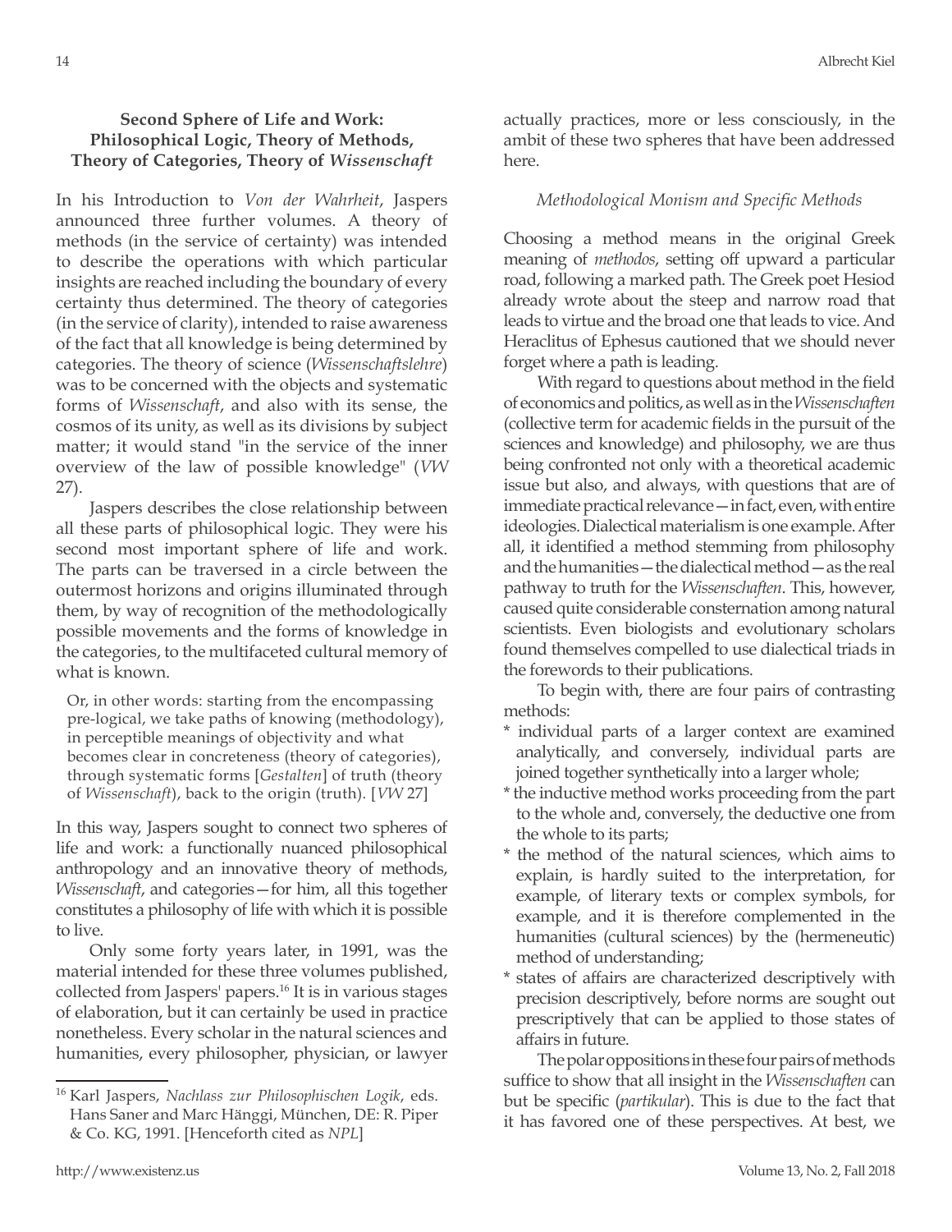### Second Sphere of Life and Work: Philosophical Logic, Theory of Methods, Theory of Categories, Theory of *Wissenschaft*

In his Introduction to *Von der Wahrheit*, Jaspers announced three further volumes. A theory of methods (in the service of certainty) was intended to describe the operations with which particular insights are reached including the boundary of every certainty thus determined. The theory of categories (in the service of clarity), intended to raise awareness of the fact that all knowledge is being determined by categories. The theory of science (*Wissenschaftslehre*) was to be concerned with the objects and systematic forms of *Wissenschaft*, and also with its sense, the cosmos of its unity, as well as its divisions by subject matter; it would stand "in the service of the inner overview of the law of possible knowledge" (*VW* 27).

Jaspers describes the close relationship between all these parts of philosophical logic. They were his second most important sphere of life and work. The parts can be traversed in a circle between the outermost horizons and origins illuminated through them, by way of recognition of the methodologically possible movements and the forms of knowledge in the categories, to the multifaceted cultural memory of what is known.

> Or, in other words: starting from the encompassing pre-logical, we take paths of knowing (methodology), in perceptible meanings of objectivity and what becomes clear in concreteness (theory of categories), through systematic forms [*Gestalten*] of truth (theory of *Wissenschaft*), back to the origin (truth). [*VW* 27]

In this way, Jaspers sought to connect two spheres of life and work: a functionally nuanced philosophical anthropology and an innovative theory of methods, *Wissenschaft*, and categories—for him, all this together constitutes a philosophy of life with which it is possible to live.

Only some forty years later, in 1991, was the material intended for these three volumes published, collected from Jaspers' papers.[16] It is in various stages of elaboration, but it can certainly be used in practice nonetheless. Every scholar in the natural sciences and humanities, every philosopher, physician, or lawyer actually practices, more or less consciously, in the ambit of these two spheres that have been addressed here.

#### *Methodological Monism and Specific Methods*

Choosing a method means in the original Greek meaning of *methodos*, setting off upward a particular road, following a marked path. The Greek poet Hesiod already wrote about the steep and narrow road that leads to virtue and the broad one that leads to vice. And Heraclitus of Ephesus cautioned that we should never forget where a path is leading.

With regard to questions about method in the field of economics and politics, as well as in the *Wissenschaften* (collective term for academic fields in the pursuit of the sciences and knowledge) and philosophy, we are thus being confronted not only with a theoretical academic issue but also, and always, with questions that are of immediate practical relevance—in fact, even, with entire ideologies. Dialectical materialism is one example. After all, it identified a method stemming from philosophy and the humanities—the dialectical method—as the real pathway to truth for the *Wissenschaften*. This, however, caused quite considerable consternation among natural scientists. Even biologists and evolutionary scholars found themselves compelled to use dialectical triads in the forewords to their publications.

To begin with, there are four pairs of contrasting methods:

* individual parts of a larger context are examined analytically, and conversely, individual parts are joined together synthetically into a larger whole;
* the inductive method works proceeding from the part to the whole and, conversely, the deductive one from the whole to its parts;
* the method of the natural sciences, which aims to explain, is hardly suited to the interpretation, for example, of literary texts or complex symbols, for example, and it is therefore complemented in the humanities (cultural sciences) by the (hermeneutic) method of understanding;
* states of affairs are characterized descriptively with precision descriptively, before norms are sought out prescriptively that can be applied to those states of affairs in future.

The polar oppositions in these four pairs of methods suffice to show that all insight in the *Wissenschaften* can but be specific (*partikular*). This is due to the fact that it has favored one of these perspectives. At best, we

---

[16] Karl Jaspers, *Nachlass zur Philosophischen Logik*, eds. Hans Saner and Marc Hänggi, München, DE: R. Piper & Co. KG, 1991. [Henceforth cited as *NPL*]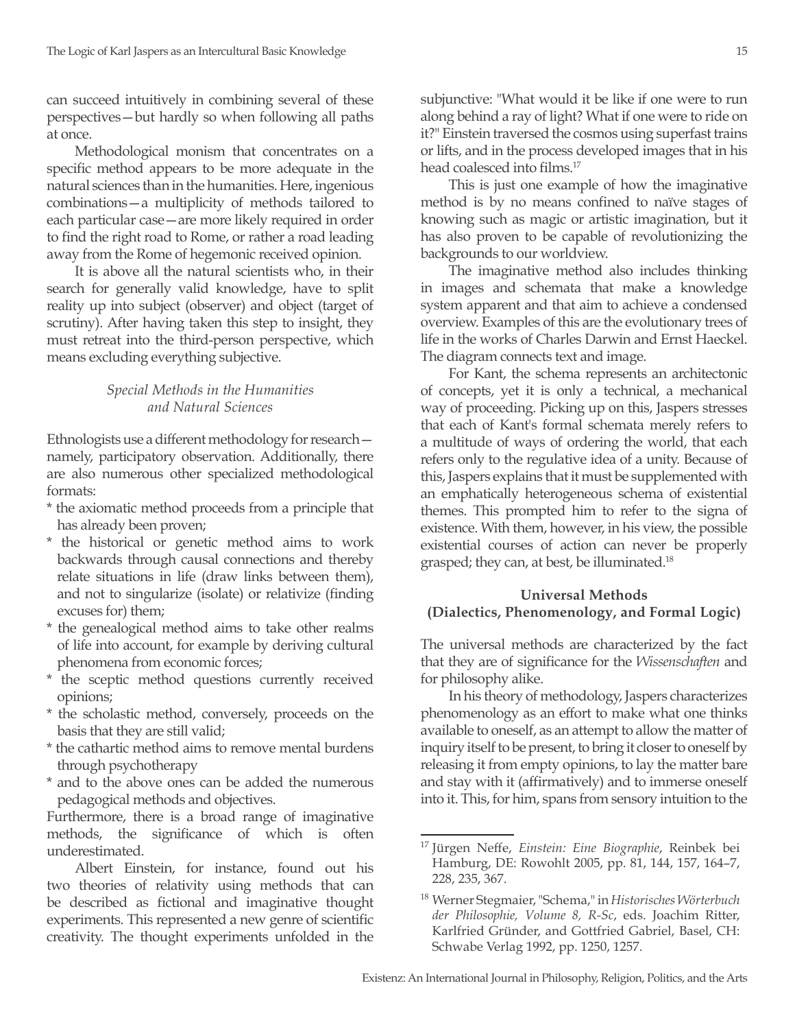can succeed intuitively in combining several of these perspectives—but hardly so when following all paths at once.

Methodological monism that concentrates on a specific method appears to be more adequate in the natural sciences than in the humanities. Here, ingenious combinations—a multiplicity of methods tailored to each particular case—are more likely required in order to find the right road to Rome, or rather a road leading away from the Rome of hegemonic received opinion.

It is above all the natural scientists who, in their search for generally valid knowledge, have to split reality up into subject (observer) and object (target of scrutiny). After having taken this step to insight, they must retreat into the third-person perspective, which means excluding everything subjective.

### *Special Methods in the Humanities and Natural Sciences*

Ethnologists use a different methodology for research—namely, participatory observation. Additionally, there are also numerous other specialized methodological formats:

* the axiomatic method proceeds from a principle that has already been proven;
* the historical or genetic method aims to work backwards through causal connections and thereby relate situations in life (draw links between them), and not to singularize (isolate) or relativize (finding excuses for) them;
* the genealogical method aims to take other realms of life into account, for example by deriving cultural phenomena from economic forces;
* the sceptic method questions currently received opinions;
* the scholastic method, conversely, proceeds on the basis that they are still valid;
* the cathartic method aims to remove mental burdens through psychotherapy
* and to the above ones can be added the numerous pedagogical methods and objectives.

Furthermore, there is a broad range of imaginative methods, the significance of which is often underestimated.

Albert Einstein, for instance, found out his two theories of relativity using methods that can be described as fictional and imaginative thought experiments. This represented a new genre of scientific creativity. The thought experiments unfolded in the subjunctive: "What would it be like if one were to run along behind a ray of light? What if one were to ride on it?" Einstein traversed the cosmos using superfast trains or lifts, and in the process developed images that in his head coalesced into films.[17]

This is just one example of how the imaginative method is by no means confined to naïve stages of knowing such as magic or artistic imagination, but it has also proven to be capable of revolutionizing the backgrounds to our worldview.

The imaginative method also includes thinking in images and schemata that make a knowledge system apparent and that aim to achieve a condensed overview. Examples of this are the evolutionary trees of life in the works of Charles Darwin and Ernst Haeckel. The diagram connects text and image.

For Kant, the schema represents an architectonic of concepts, yet it is only a technical, a mechanical way of proceeding. Picking up on this, Jaspers stresses that each of Kant's formal schemata merely refers to a multitude of ways of ordering the world, that each refers only to the regulative idea of a unity. Because of this, Jaspers explains that it must be supplemented with an emphatically heterogeneous schema of existential themes. This prompted him to refer to the signa of existence. With them, however, in his view, the possible existential courses of action can never be properly grasped; they can, at best, be illuminated.[18]

### **Universal Methods (Dialectics, Phenomenology, and Formal Logic)**

The universal methods are characterized by the fact that they are of significance for the *Wissenschaften* and for philosophy alike.

In his theory of methodology, Jaspers characterizes phenomenology as an effort to make what one thinks available to oneself, as an attempt to allow the matter of inquiry itself to be present, to bring it closer to oneself by releasing it from empty opinions, to lay the matter bare and stay with it (affirmatively) and to immerse oneself into it. This, for him, spans from sensory intuition to the

---

[17] Jürgen Neffe, *Einstein: Eine Biographie*, Reinbek bei Hamburg, DE: Rowohlt 2005, pp. 81, 144, 157, 164–7, 228, 235, 367.

[18] Werner Stegmaier, "Schema," in *Historisches Wörterbuch der Philosophie, Volume 8, R-Sc*, eds. Joachim Ritter, Karlfried Gründer, and Gottfried Gabriel, Basel, CH: Schwabe Verlag 1992, pp. 1250, 1257.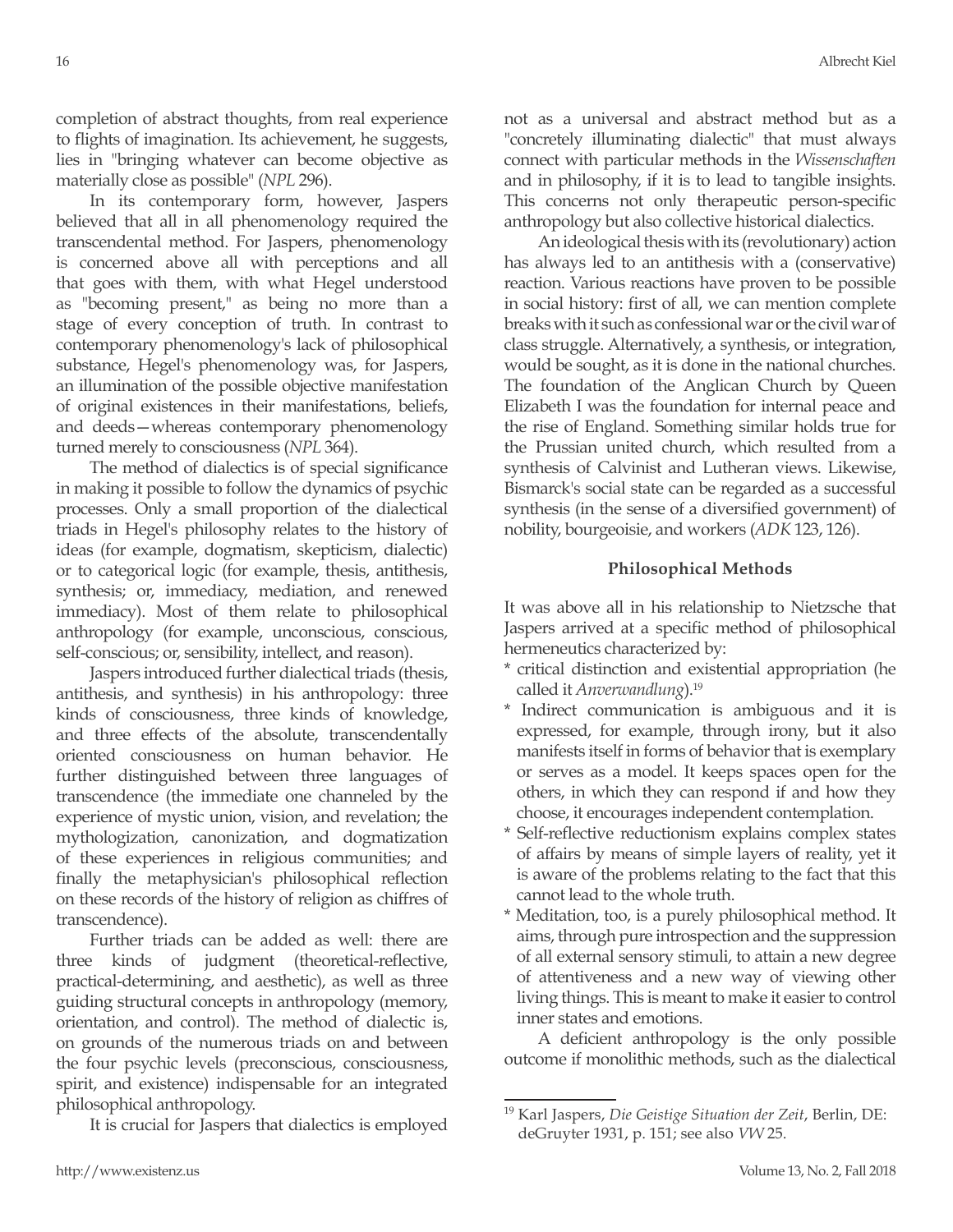completion of abstract thoughts, from real experience to flights of imagination. Its achievement, he suggests, lies in "bringing whatever can become objective as materially close as possible" (*NPL* 296).

In its contemporary form, however, Jaspers believed that all in all phenomenology required the transcendental method. For Jaspers, phenomenology is concerned above all with perceptions and all that goes with them, with what Hegel understood as "becoming present," as being no more than a stage of every conception of truth. In contrast to contemporary phenomenology's lack of philosophical substance, Hegel's phenomenology was, for Jaspers, an illumination of the possible objective manifestation of original existences in their manifestations, beliefs, and deeds—whereas contemporary phenomenology turned merely to consciousness (*NPL* 364).

The method of dialectics is of special significance in making it possible to follow the dynamics of psychic processes. Only a small proportion of the dialectical triads in Hegel's philosophy relates to the history of ideas (for example, dogmatism, skepticism, dialectic) or to categorical logic (for example, thesis, antithesis, synthesis; or, immediacy, mediation, and renewed immediacy). Most of them relate to philosophical anthropology (for example, unconscious, conscious, self-conscious; or, sensibility, intellect, and reason).

Jaspers introduced further dialectical triads (thesis, antithesis, and synthesis) in his anthropology: three kinds of consciousness, three kinds of knowledge, and three effects of the absolute, transcendentally oriented consciousness on human behavior. He further distinguished between three languages of transcendence (the immediate one channeled by the experience of mystic union, vision, and revelation; the mythologization, canonization, and dogmatization of these experiences in religious communities; and finally the metaphysician's philosophical reflection on these records of the history of religion as chiffres of transcendence).

Further triads can be added as well: there are three kinds of judgment (theoretical-reflective, practical-determining, and aesthetic), as well as three guiding structural concepts in anthropology (memory, orientation, and control). The method of dialectic is, on grounds of the numerous triads on and between the four psychic levels (preconscious, consciousness, spirit, and existence) indispensable for an integrated philosophical anthropology.

It is crucial for Jaspers that dialectics is employed not as a universal and abstract method but as a "concretely illuminating dialectic" that must always connect with particular methods in the *Wissenschaften* and in philosophy, if it is to lead to tangible insights. This concerns not only therapeutic person-specific anthropology but also collective historical dialectics.

An ideological thesis with its (revolutionary) action has always led to an antithesis with a (conservative) reaction. Various reactions have proven to be possible in social history: first of all, we can mention complete breaks with it such as confessional war or the civil war of class struggle. Alternatively, a synthesis, or integration, would be sought, as it is done in the national churches. The foundation of the Anglican Church by Queen Elizabeth I was the foundation for internal peace and the rise of England. Something similar holds true for the Prussian united church, which resulted from a synthesis of Calvinist and Lutheran views. Likewise, Bismarck's social state can be regarded as a successful synthesis (in the sense of a diversified government) of nobility, bourgeoisie, and workers (*ADK* 123, 126).

### Philosophical Methods

It was above all in his relationship to Nietzsche that Jaspers arrived at a specific method of philosophical hermeneutics characterized by:

* critical distinction and existential appropriation (he called it *Anverwandlung*).[19]
* Indirect communication is ambiguous and it is expressed, for example, through irony, but it also manifests itself in forms of behavior that is exemplary or serves as a model. It keeps spaces open for the others, in which they can respond if and how they choose, it encourages independent contemplation.
* Self-reflective reductionism explains complex states of affairs by means of simple layers of reality, yet it is aware of the problems relating to the fact that this cannot lead to the whole truth.
* Meditation, too, is a purely philosophical method. It aims, through pure introspection and the suppression of all external sensory stimuli, to attain a new degree of attentiveness and a new way of viewing other living things. This is meant to make it easier to control inner states and emotions.

A deficient anthropology is the only possible outcome if monolithic methods, such as the dialectical

[19] Karl Jaspers, *Die Geistige Situation der Zeit*, Berlin, DE: deGruyter 1931, p. 151; see also *VW* 25.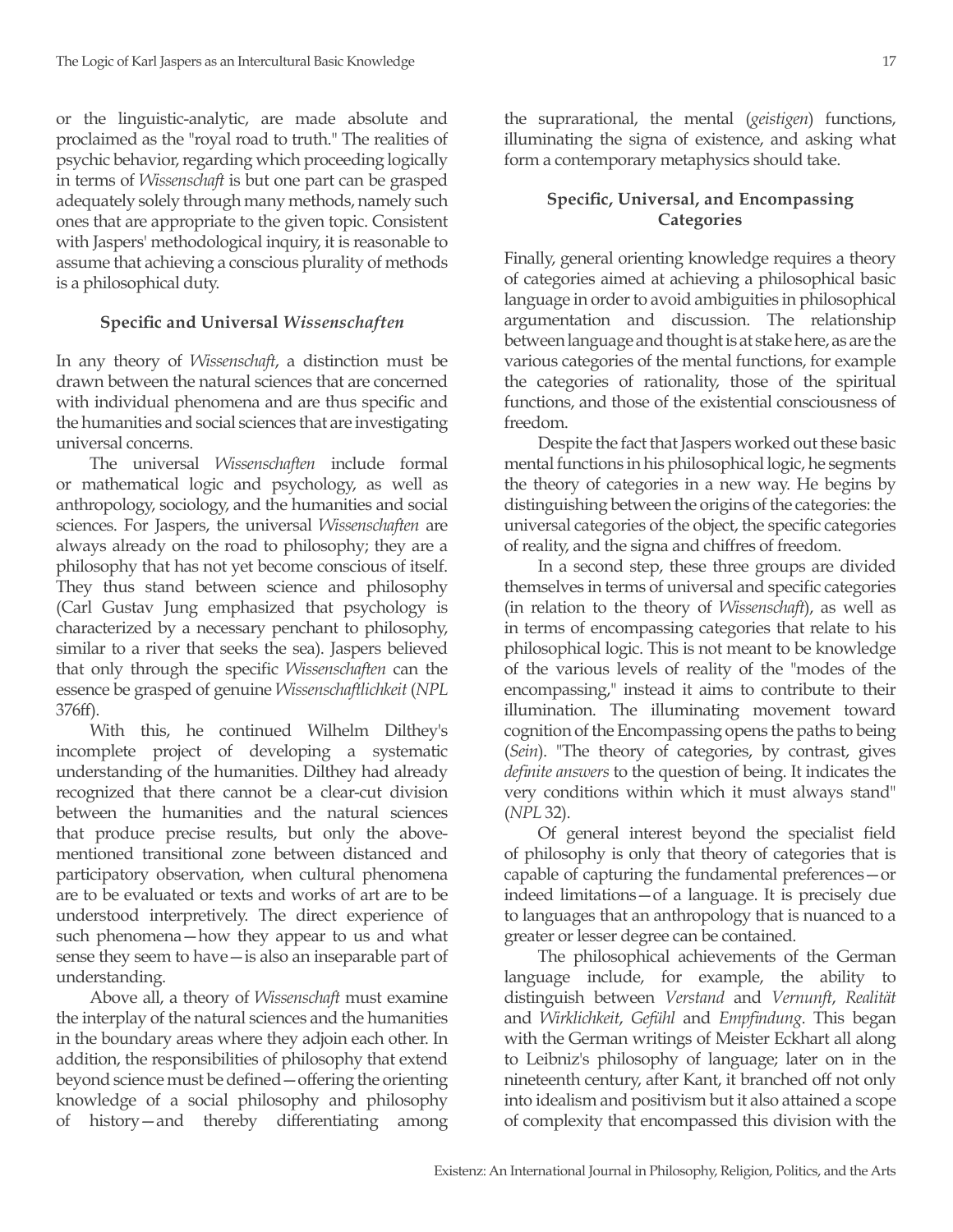or the linguistic-analytic, are made absolute and proclaimed as the "royal road to truth." The realities of psychic behavior, regarding which proceeding logically in terms of *Wissenschaft* is but one part can be grasped adequately solely through many methods, namely such ones that are appropriate to the given topic. Consistent with Jaspers' methodological inquiry, it is reasonable to assume that achieving a conscious plurality of methods is a philosophical duty.

### Specific and Universal *Wissenschaften*

In any theory of *Wissenschaft*, a distinction must be drawn between the natural sciences that are concerned with individual phenomena and are thus specific and the humanities and social sciences that are investigating universal concerns.

The universal *Wissenschaften* include formal or mathematical logic and psychology, as well as anthropology, sociology, and the humanities and social sciences. For Jaspers, the universal *Wissenschaften* are always already on the road to philosophy; they are a philosophy that has not yet become conscious of itself. They thus stand between science and philosophy (Carl Gustav Jung emphasized that psychology is characterized by a necessary penchant to philosophy, similar to a river that seeks the sea). Jaspers believed that only through the specific *Wissenschaften* can the essence be grasped of genuine *Wissenschaftlichkeit* (*NPL* 376ff).

With this, he continued Wilhelm Dilthey's incomplete project of developing a systematic understanding of the humanities. Dilthey had already recognized that there cannot be a clear-cut division between the humanities and the natural sciences that produce precise results, but only the above-mentioned transitional zone between distanced and participatory observation, when cultural phenomena are to be evaluated or texts and works of art are to be understood interpretively. The direct experience of such phenomena—how they appear to us and what sense they seem to have—is also an inseparable part of understanding.

Above all, a theory of *Wissenschaft* must examine the interplay of the natural sciences and the humanities in the boundary areas where they adjoin each other. In addition, the responsibilities of philosophy that extend beyond science must be defined—offering the orienting knowledge of a social philosophy and philosophy of history—and thereby differentiating among the suprarational, the mental (*geistigen*) functions, illuminating the signa of existence, and asking what form a contemporary metaphysics should take.

### Specific, Universal, and Encompassing Categories

Finally, general orienting knowledge requires a theory of categories aimed at achieving a philosophical basic language in order to avoid ambiguities in philosophical argumentation and discussion. The relationship between language and thought is at stake here, as are the various categories of the mental functions, for example the categories of rationality, those of the spiritual functions, and those of the existential consciousness of freedom.

Despite the fact that Jaspers worked out these basic mental functions in his philosophical logic, he segments the theory of categories in a new way. He begins by distinguishing between the origins of the categories: the universal categories of the object, the specific categories of reality, and the signa and chiffres of freedom.

In a second step, these three groups are divided themselves in terms of universal and specific categories (in relation to the theory of *Wissenschaft*), as well as in terms of encompassing categories that relate to his philosophical logic. This is not meant to be knowledge of the various levels of reality of the "modes of the encompassing," instead it aims to contribute to their illumination. The illuminating movement toward cognition of the Encompassing opens the paths to being (*Sein*). "The theory of categories, by contrast, gives *definite answers* to the question of being. It indicates the very conditions within which it must always stand" (*NPL* 32).

Of general interest beyond the specialist field of philosophy is only that theory of categories that is capable of capturing the fundamental preferences—or indeed limitations—of a language. It is precisely due to languages that an anthropology that is nuanced to a greater or lesser degree can be contained.

The philosophical achievements of the German language include, for example, the ability to distinguish between *Verstand* and *Vernunft*, *Realität* and *Wirklichkeit*, *Gefühl* and *Empfindung*. This began with the German writings of Meister Eckhart all along to Leibniz's philosophy of language; later on in the nineteenth century, after Kant, it branched off not only into idealism and positivism but it also attained a scope of complexity that encompassed this division with the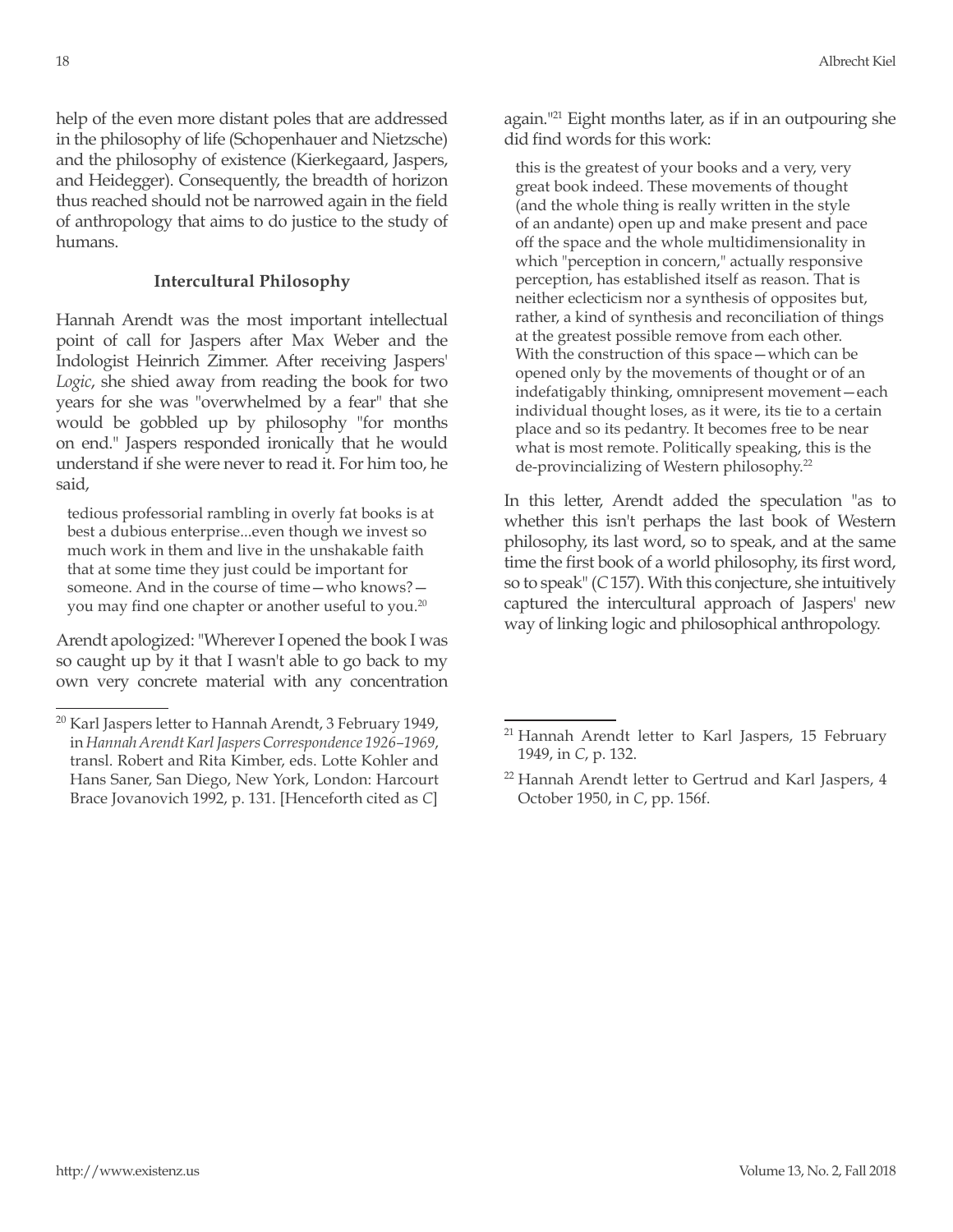help of the even more distant poles that are addressed in the philosophy of life (Schopenhauer and Nietzsche) and the philosophy of existence (Kierkegaard, Jaspers, and Heidegger). Consequently, the breadth of horizon thus reached should not be narrowed again in the field of anthropology that aims to do justice to the study of humans.

### Intercultural Philosophy

Hannah Arendt was the most important intellectual point of call for Jaspers after Max Weber and the Indologist Heinrich Zimmer. After receiving Jaspers' *Logic*, she shied away from reading the book for two years for she was "overwhelmed by a fear" that she would be gobbled up by philosophy "for months on end." Jaspers responded ironically that he would understand if she were never to read it. For him too, he said,

> tedious professorial rambling in overly fat books is at best a dubious enterprise...even though we invest so much work in them and live in the unshakable faith that at some time they just could be important for someone. And in the course of time—who knows?—you may find one chapter or another useful to you.[20]

Arendt apologized: "Wherever I opened the book I was so caught up by it that I wasn't able to go back to my own very concrete material with any concentration again."[21] Eight months later, as if in an outpouring she did find words for this work:

> this is the greatest of your books and a very, very great book indeed. These movements of thought (and the whole thing is really written in the style of an andante) open up and make present and pace off the space and the whole multidimensionality in which "perception in concern," actually responsive perception, has established itself as reason. That is neither eclecticism nor a synthesis of opposites but, rather, a kind of synthesis and reconciliation of things at the greatest possible remove from each other. With the construction of this space—which can be opened only by the movements of thought or of an indefatigably thinking, omnipresent movement—each individual thought loses, as it were, its tie to a certain place and so its pedantry. It becomes free to be near what is most remote. Politically speaking, this is the de-provincializing of Western philosophy.[22]

In this letter, Arendt added the speculation "as to whether this isn't perhaps the last book of Western philosophy, its last word, so to speak, and at the same time the first book of a world philosophy, its first word, so to speak" (*C* 157). With this conjecture, she intuitively captured the intercultural approach of Jaspers' new way of linking logic and philosophical anthropology.

---

[20] Karl Jaspers letter to Hannah Arendt, 3 February 1949, in *Hannah Arendt Karl Jaspers Correspondence 1926–1969*, transl. Robert and Rita Kimber, eds. Lotte Kohler and Hans Saner, San Diego, New York, London: Harcourt Brace Jovanovich 1992, p. 131. [Henceforth cited as *C*]

[21] Hannah Arendt letter to Karl Jaspers, 15 February 1949, in *C*, p. 132.

[22] Hannah Arendt letter to Gertrud and Karl Jaspers, 4 October 1950, in *C*, pp. 156f.